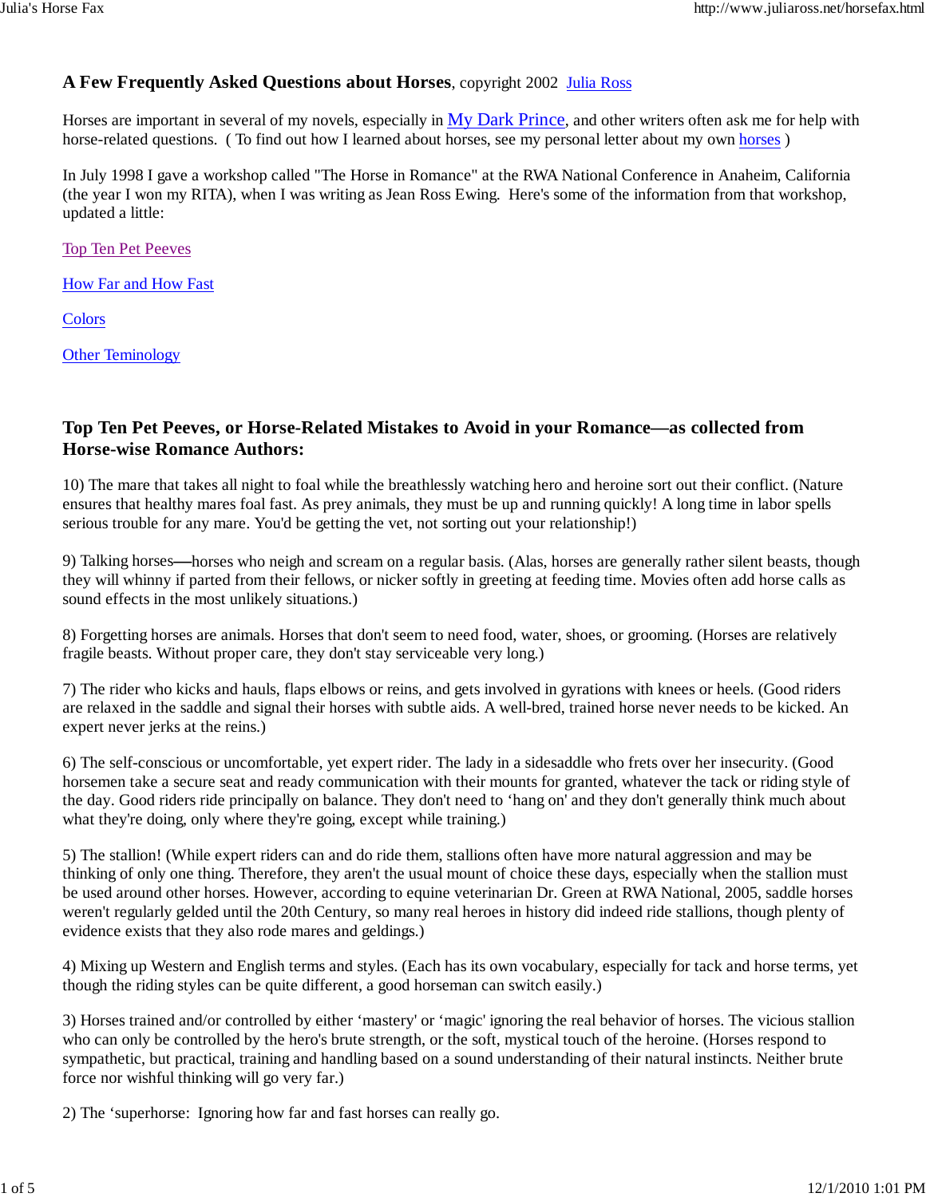**A Few Frequently Asked Questions about Horses**, copyright 2002 Julia Ross

Horses are important in several of my novels, especially in My Dark Prince, and other writers often ask me for help with horse-related questions. ( To find out how I learned about horses, see my personal letter about my own horses )

In July 1998 I gave a workshop called "The Horse in Romance" at the RWA National Conference in Anaheim, California (the year I won my RITA), when I was writing as Jean Ross Ewing. Here's some of the information from that workshop, updated a little:

Top Ten Pet Peeves

How Far and How Fast

Colors

Other Teminology

## Top Ten Pet Peeves, or Horse-Related Mistakes to Avoid in your Romance—as collected from Horse-wise Romance Authors:

10) The mare that takes all night to foal while the breathlessly watching hero and heroine sort out their conflict. (Nature ensures that healthy mares foal fast. As prey animals, they must be up and running quickly! A long time in labor spells serious trouble for any mare. You'd be getting the vet, not sorting out your relationship!)

9) Talking horses—horses who neigh and scream on a regular basis. (Alas, horses are generally rather silent beasts, though they will whinny if parted from their fellows, or nicker softly in greeting at feeding time. Movies often add horse calls as sound effects in the most unlikely situations.)

8) Forgetting horses are animals. Horses that don't seem to need food, water, shoes, or grooming. (Horses are relatively fragile beasts. Without proper care, they don't stay serviceable very long.)

7) The rider who kicks and hauls, flaps elbows or reins, and gets involved in gyrations with knees or heels. (Good riders are relaxed in the saddle and signal their horses with subtle aids. A well-bred, trained horse never needs to be kicked. An expert never jerks at the reins.)

6) The self-conscious or uncomfortable, yet expert rider. The lady in a sidesaddle who frets over her insecurity. (Good horsemen take a secure seat and ready communication with their mounts for granted, whatever the tack or riding style of the day. Good riders ride principally on balance. They don't need to 'hang on' and they don't generally think much about what they're doing, only where they're going, except while training.)

5) The stallion! (While expert riders can and do ride them, stallions often have more natural aggression and may be thinking of only one thing. Therefore, they aren't the usual mount of choice these days, especially when the stallion must be used around other horses. However, according to equine veterinarian Dr. Green at RWA National, 2005, saddle horses weren't regularly gelded until the 20th Century, so many real heroes in history did indeed ride stallions, though plenty of evidence exists that they also rode mares and geldings.)

4) Mixing up Western and English terms and styles. (Each has its own vocabulary, especially for tack and horse terms, yet though the riding styles can be quite different, a good horseman can switch easily.)

3) Horses trained and/or controlled by either 'mastery' or 'magic' ignoring the real behavior of horses. The vicious stallion who can only be controlled by the hero's brute strength, or the soft, mystical touch of the heroine. (Horses respond to sympathetic, but practical, training and handling based on a sound understanding of their natural instincts. Neither brute force nor wishful thinking will go very far.)

2) The 'superhorse: Ignoring how far and fast horses can really go.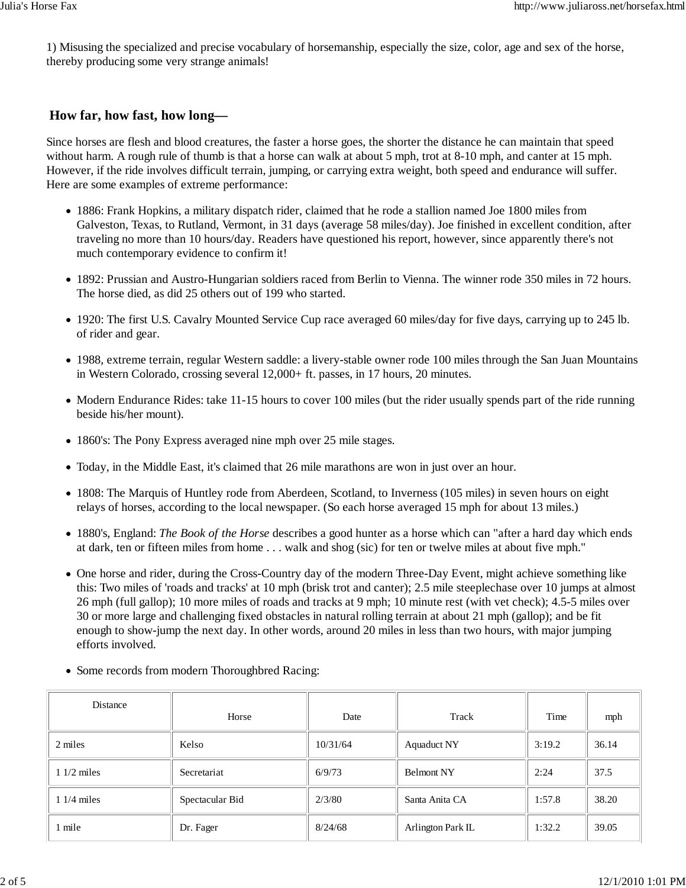1) Misusing the specialized and precise vocabulary of horsemanship, especially the size, color, age and sex of the horse, thereby producing some very strange animals!

## How far, how fast, how long—

Since horses are flesh and blood creatures, the faster a horse goes, the shorter the distance he can maintain that speed without harm. A rough rule of thumb is that a horse can walk at about 5 mph, trot at 8-10 mph, and canter at 15 mph. However, if the ride involves difficult terrain, jumping, or carrying extra weight, both speed and endurance will suffer. Here are some examples of extreme performance:

- 1886: Frank Hopkins, a military dispatch rider, claimed that he rode a stallion named Joe 1800 miles from Galveston, Texas, to Rutland, Vermont, in 31 days (average 58 miles/day). Joe finished in excellent condition, after traveling no more than 10 hours/day. Readers have questioned his report, however, since apparently there's not much contemporary evidence to confirm it!
- 1892: Prussian and Austro-Hungarian soldiers raced from Berlin to Vienna. The winner rode 350 miles in 72 hours. The horse died, as did 25 others out of 199 who started.
- 1920: The first U.S. Cavalry Mounted Service Cup race averaged 60 miles/day for five days, carrying up to 245 lb. of rider and gear.
- 1988, extreme terrain, regular Western saddle: a livery-stable owner rode 100 miles through the San Juan Mountains in Western Colorado, crossing several 12,000+ ft. passes, in 17 hours, 20 minutes.
- Modern Endurance Rides: take 11-15 hours to cover 100 miles (but the rider usually spends part of the ride running beside his/her mount).
- 1860's: The Pony Express averaged nine mph over 25 mile stages.
- Today, in the Middle East, it's claimed that 26 mile marathons are won in just over an hour.
- 1808: The Marquis of Huntley rode from Aberdeen, Scotland, to Inverness (105 miles) in seven hours on eight relays of horses, according to the local newspaper. (So each horse averaged 15 mph for about 13 miles.)
- 1880's, England: *The Book of the Horse* describes a good hunter as a horse which can "after a hard day which ends at dark, ten or fifteen miles from home . . . walk and shog (sic) for ten or twelve miles at about five mph."
- One horse and rider, during the Cross-Country day of the modern Three-Day Event, might achieve something like this: Two miles of 'roads and tracks' at 10 mph (brisk trot and canter); 2.5 mile steeplechase over 10 jumps at almost 26 mph (full gallop); 10 more miles of roads and tracks at 9 mph; 10 minute rest (with vet check); 4.5-5 miles over 30 or more large and challenging fixed obstacles in natural rolling terrain at about 21 mph (gallop); and be fit enough to show-jump the next day. In other words, around 20 miles in less than two hours, with major jumping efforts involved.
- Some records from modern Thoroughbred Racing:

| Distance | Horse | Date | Track | Time | mph |
|---|---|---|---|---|---|
| 2 miles | Kelso | 10/31/64 | Aquaduct NY | 3:19.2 | 36.14 |
| 1 1/2 miles | Secretariat | 6/9/73 | Belmont NY | 2:24 | 37.5 |
| 1 1/4 miles | Spectacular Bid | 2/3/80 | Santa Anita CA | 1:57.8 | 38.20 |
| 1 mile | Dr. Fager | 8/24/68 | Arlington Park IL | 1:32.2 | 39.05 |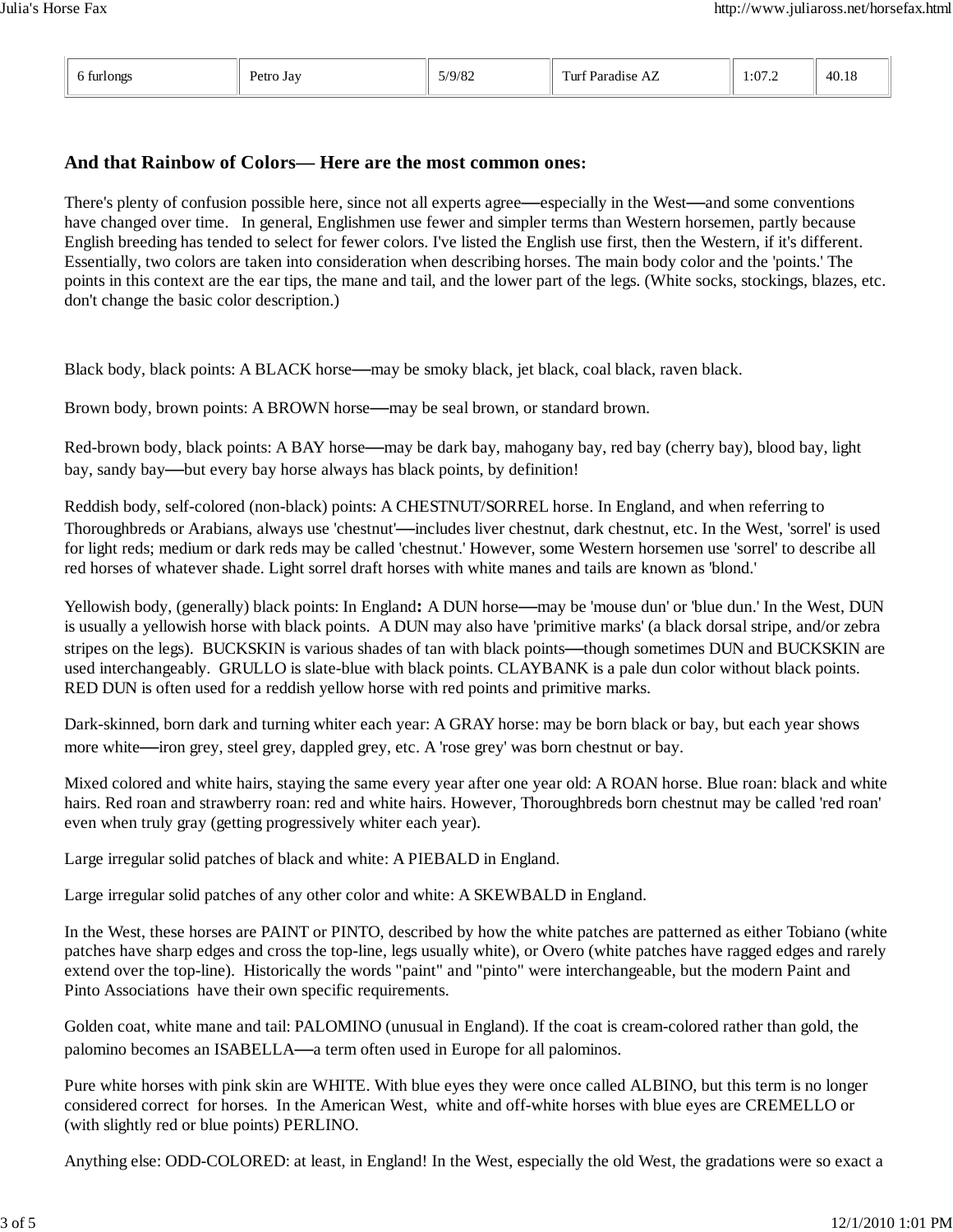| 6 furlongs | Petro Jay | 5/9/82 | Turf Paradise AZ | 1:07.2 | 40.18 |
|---|---|---|---|---|---|

### And that Rainbow of Colors— Here are the most common ones:

There's plenty of confusion possible here, since not all experts agree—especially in the West—and some conventions have changed over time. In general, Englishmen use fewer and simpler terms than Western horsemen, partly because English breeding has tended to select for fewer colors. I've listed the English use first, then the Western, if it's different. Essentially, two colors are taken into consideration when describing horses. The main body color and the 'points.' The points in this context are the ear tips, the mane and tail, and the lower part of the legs. (White socks, stockings, blazes, etc. don't change the basic color description.)

Black body, black points: A BLACK horse—may be smoky black, jet black, coal black, raven black.

Brown body, brown points: A BROWN horse—may be seal brown, or standard brown.

Red-brown body, black points: A BAY horse—may be dark bay, mahogany bay, red bay (cherry bay), blood bay, light bay, sandy bay—but every bay horse always has black points, by definition!

Reddish body, self-colored (non-black) points: A CHESTNUT/SORREL horse. In England, and when referring to Thoroughbreds or Arabians, always use 'chestnut'—includes liver chestnut, dark chestnut, etc. In the West, 'sorrel' is used for light reds; medium or dark reds may be called 'chestnut.' However, some Western horsemen use 'sorrel' to describe all red horses of whatever shade. Light sorrel draft horses with white manes and tails are known as 'blond.'

Yellowish body, (generally) black points: In England**:** A DUN horse—may be 'mouse dun' or 'blue dun.' In the West, DUN is usually a yellowish horse with black points. A DUN may also have 'primitive marks' (a black dorsal stripe, and/or zebra stripes on the legs). BUCKSKIN is various shades of tan with black points—though sometimes DUN and BUCKSKIN are used interchangeably. GRULLO is slate-blue with black points. CLAYBANK is a pale dun color without black points. RED DUN is often used for a reddish yellow horse with red points and primitive marks.

Dark-skinned, born dark and turning whiter each year: A GRAY horse: may be born black or bay, but each year shows more white—iron grey, steel grey, dappled grey, etc. A 'rose grey' was born chestnut or bay.

Mixed colored and white hairs, staying the same every year after one year old: A ROAN horse. Blue roan: black and white hairs. Red roan and strawberry roan: red and white hairs. However, Thoroughbreds born chestnut may be called 'red roan' even when truly gray (getting progressively whiter each year).

Large irregular solid patches of black and white: A PIEBALD in England.

Large irregular solid patches of any other color and white: A SKEWBALD in England.

In the West, these horses are PAINT or PINTO, described by how the white patches are patterned as either Tobiano (white patches have sharp edges and cross the top-line, legs usually white), or Overo (white patches have ragged edges and rarely extend over the top-line). Historically the words "paint" and "pinto" were interchangeable, but the modern Paint and Pinto Associations have their own specific requirements.

Golden coat, white mane and tail: PALOMINO (unusual in England). If the coat is cream-colored rather than gold, the palomino becomes an ISABELLA—a term often used in Europe for all palominos.

Pure white horses with pink skin are WHITE. With blue eyes they were once called ALBINO, but this term is no longer considered correct for horses. In the American West, white and off-white horses with blue eyes are CREMELLO or (with slightly red or blue points) PERLINO.

Anything else: ODD-COLORED: at least, in England! In the West, especially the old West, the gradations were so exact a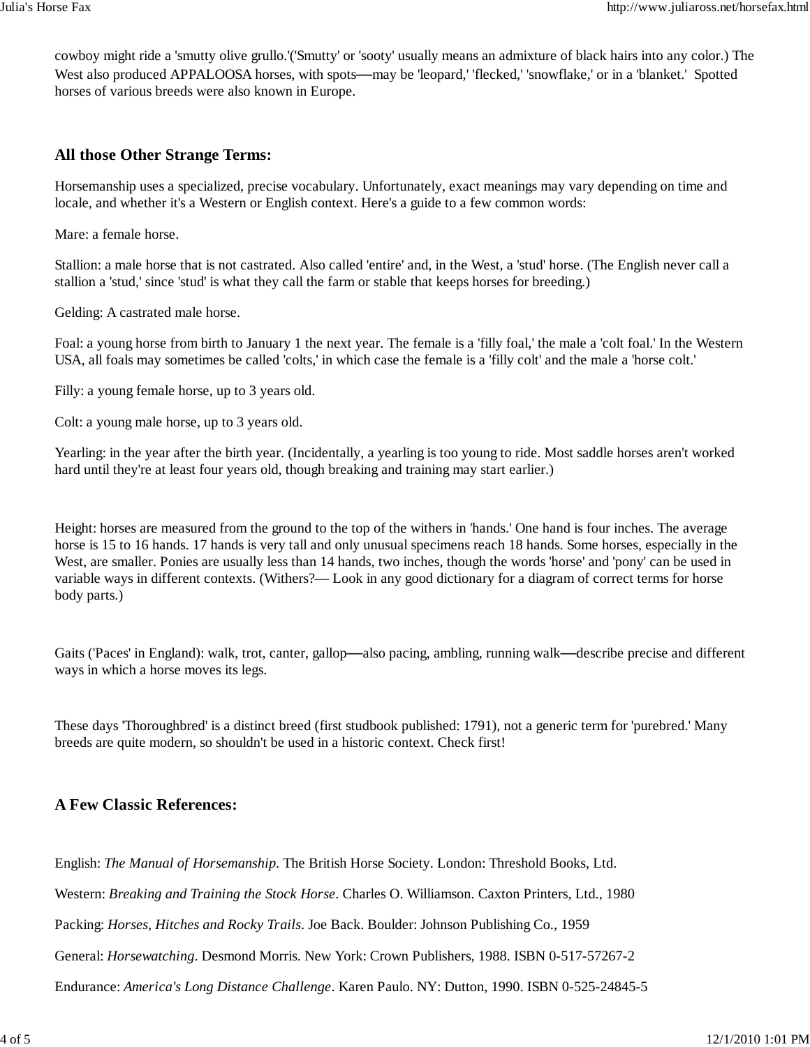cowboy might ride a 'smutty olive grullo.'('Smutty' or 'sooty' usually means an admixture of black hairs into any color.) The West also produced APPALOOSA horses, with spots—may be 'leopard,' 'flecked,' 'snowflake,' or in a 'blanket.' Spotted horses of various breeds were also known in Europe.

## All those Other Strange Terms:

Horsemanship uses a specialized, precise vocabulary. Unfortunately, exact meanings may vary depending on time and locale, and whether it's a Western or English context. Here's a guide to a few common words:

Mare: a female horse.

Stallion: a male horse that is not castrated. Also called 'entire' and, in the West, a 'stud' horse. (The English never call a stallion a 'stud,' since 'stud' is what they call the farm or stable that keeps horses for breeding.)

Gelding: A castrated male horse.

Foal: a young horse from birth to January 1 the next year. The female is a 'filly foal,' the male a 'colt foal.' In the Western USA, all foals may sometimes be called 'colts,' in which case the female is a 'filly colt' and the male a 'horse colt.'

Filly: a young female horse, up to 3 years old.

Colt: a young male horse, up to 3 years old.

Yearling: in the year after the birth year. (Incidentally, a yearling is too young to ride. Most saddle horses aren't worked hard until they're at least four years old, though breaking and training may start earlier.)

Height: horses are measured from the ground to the top of the withers in 'hands.' One hand is four inches. The average horse is 15 to 16 hands. 17 hands is very tall and only unusual specimens reach 18 hands. Some horses, especially in the West, are smaller. Ponies are usually less than 14 hands, two inches, though the words 'horse' and 'pony' can be used in variable ways in different contexts. (Withers?— Look in any good dictionary for a diagram of correct terms for horse body parts.)

Gaits ('Paces' in England): walk, trot, canter, gallop—also pacing, ambling, running walk—describe precise and different ways in which a horse moves its legs.

These days 'Thoroughbred' is a distinct breed (first studbook published: 1791), not a generic term for 'purebred.' Many breeds are quite modern, so shouldn't be used in a historic context. Check first!

## A Few Classic References:

English: *The Manual of Horsemanship*. The British Horse Society. London: Threshold Books, Ltd.

Western: *Breaking and Training the Stock Horse*. Charles O. Williamson. Caxton Printers, Ltd., 1980

Packing: *Horses, Hitches and Rocky Trails*. Joe Back. Boulder: Johnson Publishing Co., 1959

General: *Horsewatching*. Desmond Morris. New York: Crown Publishers, 1988. ISBN 0-517-57267-2

Endurance: *America's Long Distance Challenge*. Karen Paulo. NY: Dutton, 1990. ISBN 0-525-24845-5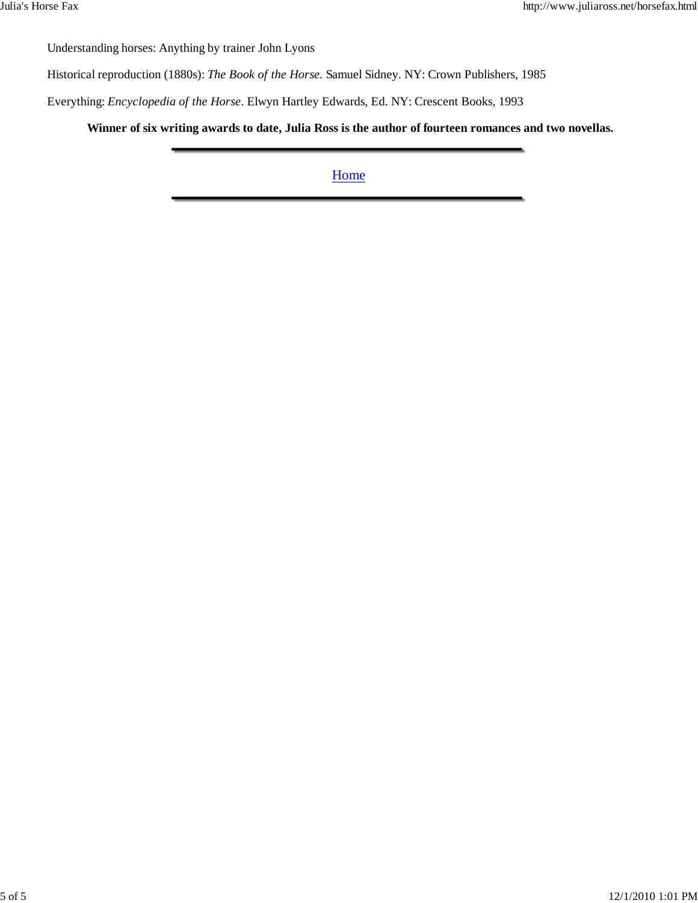Understanding horses: Anything by trainer John Lyons

Historical reproduction (1880s): *The Book of the Horse.* Samuel Sidney. NY: Crown Publishers, 1985

Everything: *Encyclopedia of the Horse*. Elwyn Hartley Edwards, Ed. NY: Crescent Books, 1993

**Winner of six writing awards to date, Julia Ross is the author of fourteen romances and two novellas.**

---

Home

---